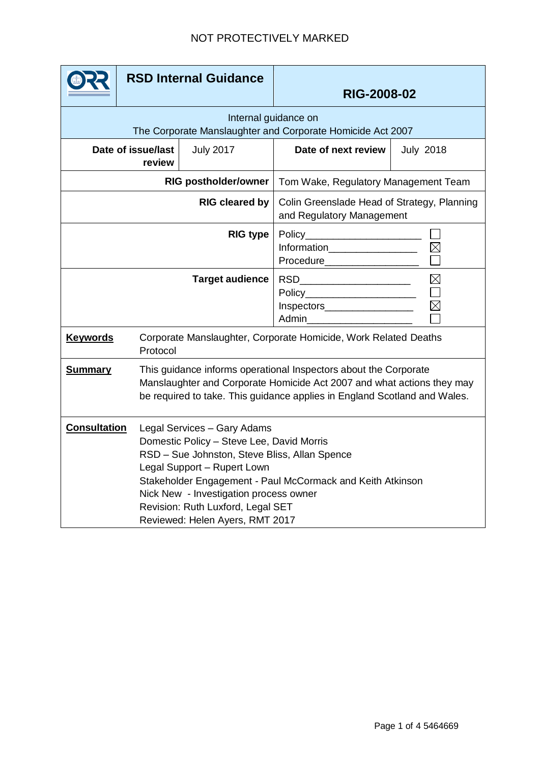NOT PROTECTIVELY MARKED

| | RSD Internal Guidance | RIG-2008-02 | |
|---|---|---|---|
| Internal guidance on The Corporate Manslaughter and Corporate Homicide Act 2007 | | | |
| **Date of issue/last review** | July 2017 | **Date of next review** | July 2018 |
| **RIG postholder/owner** | | Tom Wake, Regulatory Management Team | |
| **RIG cleared by** | | Colin Greenslade Head of Strategy, Planning and Regulatory Management | |
| **RIG type** | | Policy ☐<br>Information ☒<br>Procedure ☐ | |
| **Target audience** | | RSD ☒<br>Policy ☐<br>Inspectors ☒<br>Admin ☐ | |
| **Keywords** | Corporate Manslaughter, Corporate Homicide, Work Related Deaths Protocol | | |
| **Summary** | This guidance informs operational Inspectors about the Corporate Manslaughter and Corporate Homicide Act 2007 and what actions they may be required to take. This guidance applies in England Scotland and Wales. | | |
| **Consultation** | Legal Services – Gary Adams<br>Domestic Policy – Steve Lee, David Morris<br>RSD – Sue Johnston, Steve Bliss, Allan Spence<br>Legal Support – Rupert Lown<br>Stakeholder Engagement - Paul McCormack and Keith Atkinson<br>Nick New - Investigation process owner<br>Revision: Ruth Luxford, Legal SET<br>Reviewed: Helen Ayers, RMT 2017 | | |

5464669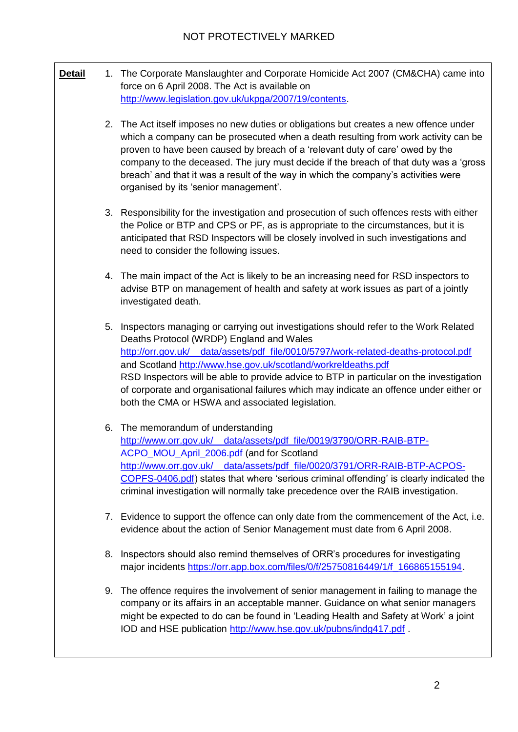**Detail**

1. The Corporate Manslaughter and Corporate Homicide Act 2007 (CM&CHA) came into force on 6 April 2008. The Act is available on http://www.legislation.gov.uk/ukpga/2007/19/contents.

2. The Act itself imposes no new duties or obligations but creates a new offence under which a company can be prosecuted when a death resulting from work activity can be proven to have been caused by breach of a 'relevant duty of care' owed by the company to the deceased. The jury must decide if the breach of that duty was a 'gross breach' and that it was a result of the way in which the company's activities were organised by its 'senior management'.

3. Responsibility for the investigation and prosecution of such offences rests with either the Police or BTP and CPS or PF, as is appropriate to the circumstances, but it is anticipated that RSD Inspectors will be closely involved in such investigations and need to consider the following issues.

4. The main impact of the Act is likely to be an increasing need for RSD inspectors to advise BTP on management of health and safety at work issues as part of a jointly investigated death.

5. Inspectors managing or carrying out investigations should refer to the Work Related Deaths Protocol (WRDP) England and Wales http://orr.gov.uk/__data/assets/pdf_file/0010/5797/work-related-deaths-protocol.pdf and Scotland http://www.hse.gov.uk/scotland/workreldeaths.pdf
RSD Inspectors will be able to provide advice to BTP in particular on the investigation of corporate and organisational failures which may indicate an offence under either or both the CMA or HSWA and associated legislation.

6. The memorandum of understanding http://www.orr.gov.uk/__data/assets/pdf_file/0019/3790/ORR-RAIB-BTP-ACPO_MOU_April_2006.pdf (and for Scotland http://www.orr.gov.uk/__data/assets/pdf_file/0020/3791/ORR-RAIB-BTP-ACPOS-COPFS-0406.pdf) states that where 'serious criminal offending' is clearly indicated the criminal investigation will normally take precedence over the RAIB investigation.

7. Evidence to support the offence can only date from the commencement of the Act, i.e. evidence about the action of Senior Management must date from 6 April 2008.

8. Inspectors should also remind themselves of ORR's procedures for investigating major incidents https://orr.app.box.com/files/0/f/25750816449/1/f_166865155194.

9. The offence requires the involvement of senior management in failing to manage the company or its affairs in an acceptable manner. Guidance on what senior managers might be expected to do can be found in 'Leading Health and Safety at Work' a joint IOD and HSE publication http://www.hse.gov.uk/pubns/indg417.pdf .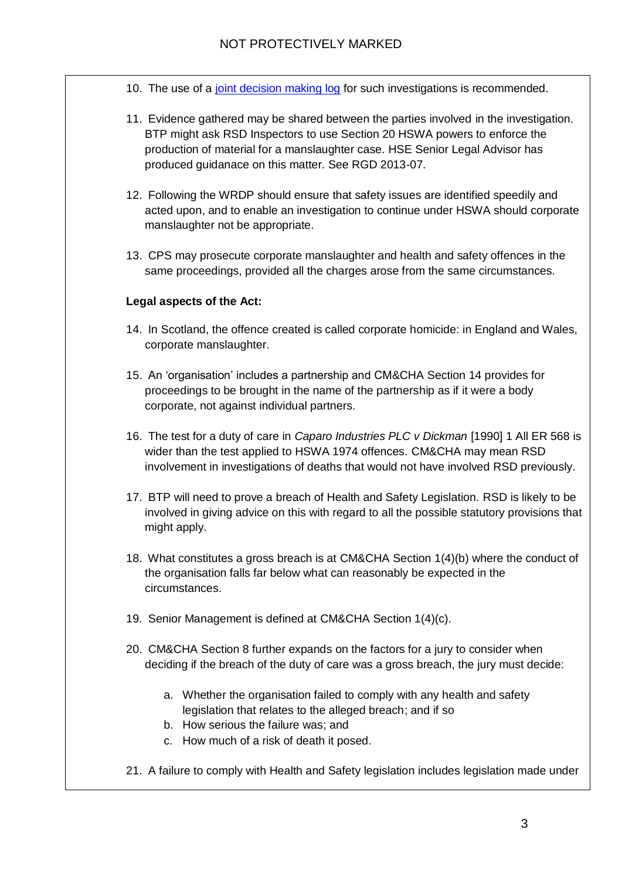10. The use of a [joint decision making log]() for such investigations is recommended.

11. Evidence gathered may be shared between the parties involved in the investigation. BTP might ask RSD Inspectors to use Section 20 HSWA powers to enforce the production of material for a manslaughter case. HSE Senior Legal Advisor has produced guidanace on this matter. See RGD 2013-07.

12. Following the WRDP should ensure that safety issues are identified speedily and acted upon, and to enable an investigation to continue under HSWA should corporate manslaughter not be appropriate.

13. CPS may prosecute corporate manslaughter and health and safety offences in the same proceedings, provided all the charges arose from the same circumstances.

**Legal aspects of the Act:**

14. In Scotland, the offence created is called corporate homicide: in England and Wales, corporate manslaughter.

15. An 'organisation' includes a partnership and CM&CHA Section 14 provides for proceedings to be brought in the name of the partnership as if it were a body corporate, not against individual partners.

16. The test for a duty of care in *Caparo Industries PLC v Dickman* [1990] 1 All ER 568 is wider than the test applied to HSWA 1974 offences. CM&CHA may mean RSD involvement in investigations of deaths that would not have involved RSD previously.

17. BTP will need to prove a breach of Health and Safety Legislation. RSD is likely to be involved in giving advice on this with regard to all the possible statutory provisions that might apply.

18. What constitutes a gross breach is at CM&CHA Section 1(4)(b) where the conduct of the organisation falls far below what can reasonably be expected in the circumstances.

19. Senior Management is defined at CM&CHA Section 1(4)(c).

20. CM&CHA Section 8 further expands on the factors for a jury to consider when deciding if the breach of the duty of care was a gross breach, the jury must decide:

    a. Whether the organisation failed to comply with any health and safety legislation that relates to the alleged breach; and if so
    b. How serious the failure was; and
    c. How much of a risk of death it posed.

21. A failure to comply with Health and Safety legislation includes legislation made under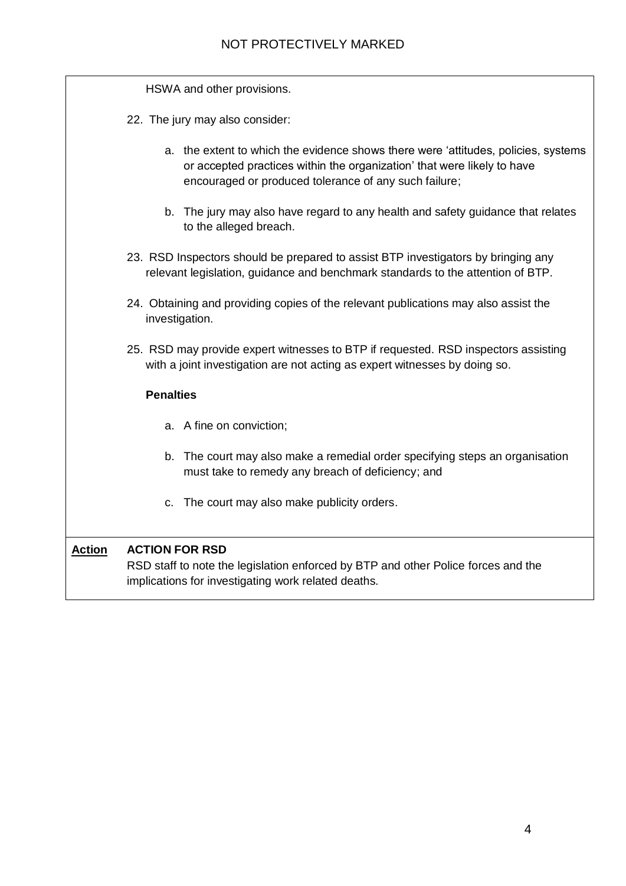HSWA and other provisions.

22. The jury may also consider:

    a. the extent to which the evidence shows there were 'attitudes, policies, systems or accepted practices within the organization' that were likely to have encouraged or produced tolerance of any such failure;

    b. The jury may also have regard to any health and safety guidance that relates to the alleged breach.

23. RSD Inspectors should be prepared to assist BTP investigators by bringing any relevant legislation, guidance and benchmark standards to the attention of BTP.

24. Obtaining and providing copies of the relevant publications may also assist the investigation.

25. RSD may provide expert witnesses to BTP if requested. RSD inspectors assisting with a joint investigation are not acting as expert witnesses by doing so.

**Penalties**

a. A fine on conviction;

b. The court may also make a remedial order specifying steps an organisation must take to remedy any breach of deficiency; and

c. The court may also make publicity orders.

**Action** **ACTION FOR RSD**

RSD staff to note the legislation enforced by BTP and other Police forces and the implications for investigating work related deaths.